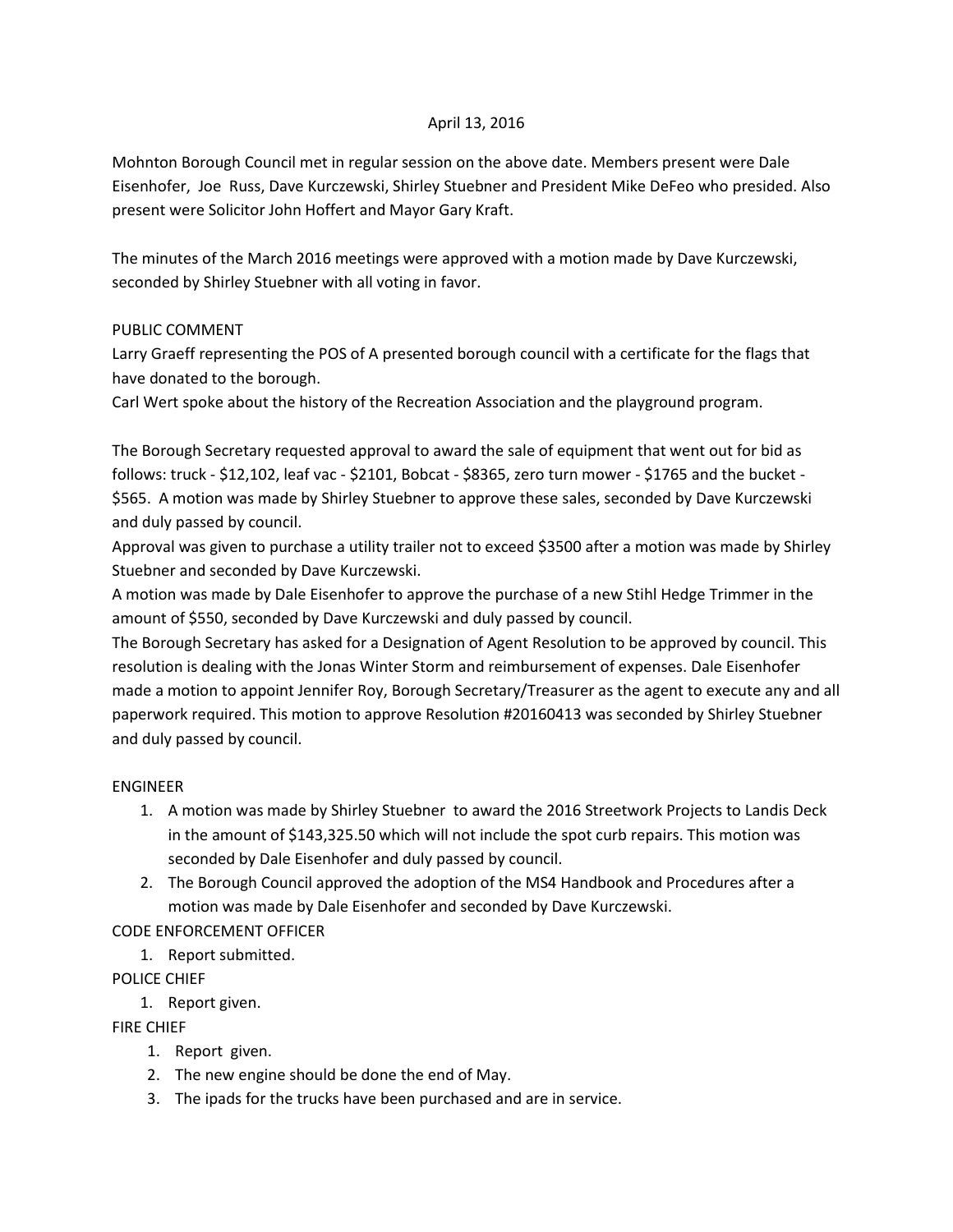April 13, 2016

Mohnton Borough Council met in regular session on the above date. Members present were Dale Eisenhofer, Joe Russ, Dave Kurczewski, Shirley Stuebner and President Mike DeFeo who presided. Also present were Solicitor John Hoffert and Mayor Gary Kraft.

The minutes of the March 2016 meetings were approved with a motion made by Dave Kurczewski, seconded by Shirley Stuebner with all voting in favor.

PUBLIC COMMENT

Larry Graeff representing the POS of A presented borough council with a certificate for the flags that have donated to the borough.

Carl Wert spoke about the history of the Recreation Association and the playground program.

The Borough Secretary requested approval to award the sale of equipment that went out for bid as follows: truck - $12,102, leaf vac - $2101, Bobcat - $8365, zero turn mower - $1765 and the bucket - $565. A motion was made by Shirley Stuebner to approve these sales, seconded by Dave Kurczewski and duly passed by council.

Approval was given to purchase a utility trailer not to exceed $3500 after a motion was made by Shirley Stuebner and seconded by Dave Kurczewski.

A motion was made by Dale Eisenhofer to approve the purchase of a new Stihl Hedge Trimmer in the amount of $550, seconded by Dave Kurczewski and duly passed by council.

The Borough Secretary has asked for a Designation of Agent Resolution to be approved by council. This resolution is dealing with the Jonas Winter Storm and reimbursement of expenses. Dale Eisenhofer made a motion to appoint Jennifer Roy, Borough Secretary/Treasurer as the agent to execute any and all paperwork required. This motion to approve Resolution #20160413 was seconded by Shirley Stuebner and duly passed by council.

ENGINEER

1. A motion was made by Shirley Stuebner to award the 2016 Streetwork Projects to Landis Deck in the amount of $143,325.50 which will not include the spot curb repairs. This motion was seconded by Dale Eisenhofer and duly passed by council.
2. The Borough Council approved the adoption of the MS4 Handbook and Procedures after a motion was made by Dale Eisenhofer and seconded by Dave Kurczewski.

CODE ENFORCEMENT OFFICER

1. Report submitted.

POLICE CHIEF

1. Report given.

FIRE CHIEF

1. Report given.
2. The new engine should be done the end of May.
3. The ipads for the trucks have been purchased and are in service.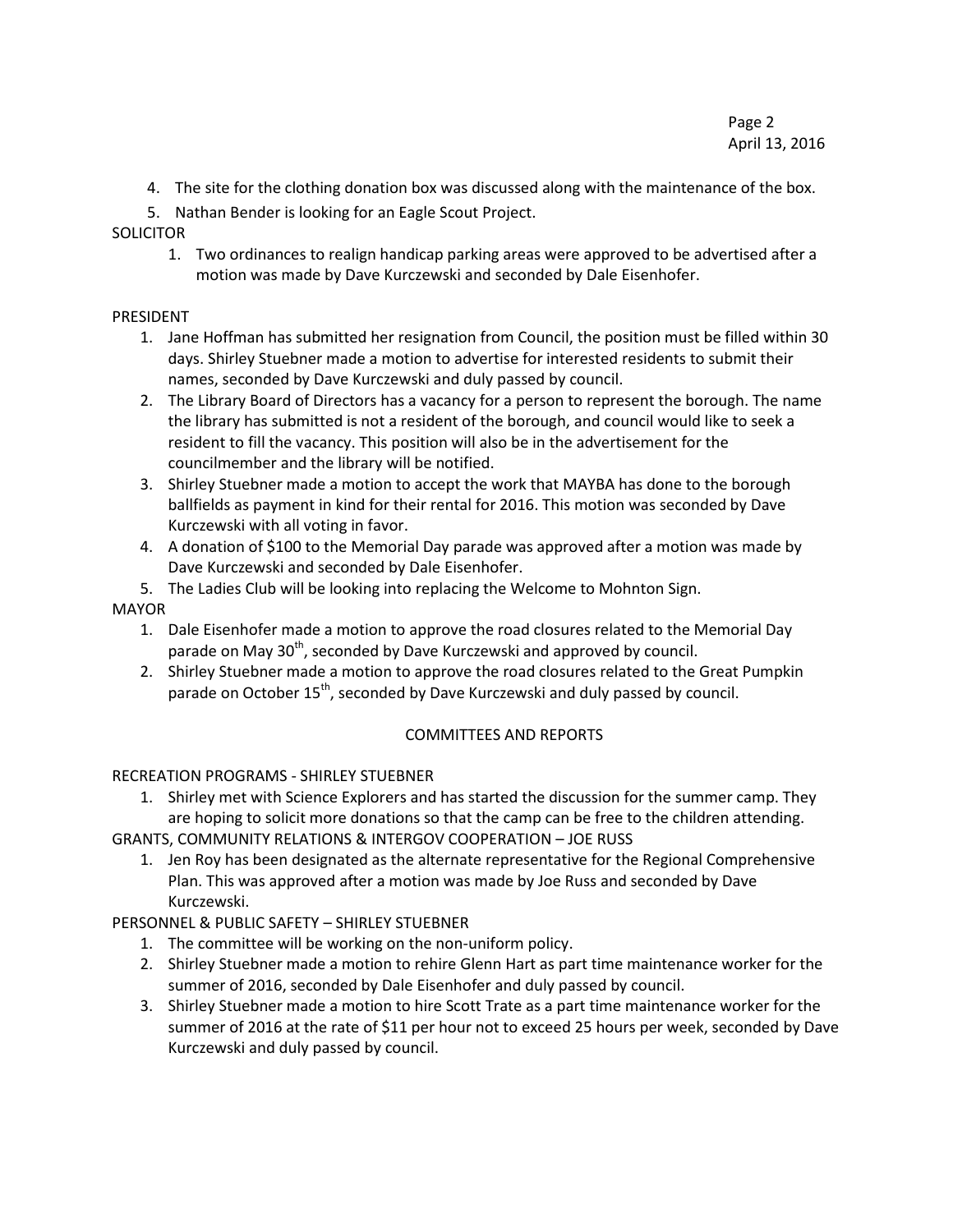4. The site for the clothing donation box was discussed along with the maintenance of the box.
5. Nathan Bender is looking for an Eagle Scout Project.

SOLICITOR

1. Two ordinances to realign handicap parking areas were approved to be advertised after a motion was made by Dave Kurczewski and seconded by Dale Eisenhofer.

PRESIDENT

1. Jane Hoffman has submitted her resignation from Council, the position must be filled within 30 days. Shirley Stuebner made a motion to advertise for interested residents to submit their names, seconded by Dave Kurczewski and duly passed by council.
2. The Library Board of Directors has a vacancy for a person to represent the borough. The name the library has submitted is not a resident of the borough, and council would like to seek a resident to fill the vacancy. This position will also be in the advertisement for the councilmember and the library will be notified.
3. Shirley Stuebner made a motion to accept the work that MAYBA has done to the borough ballfields as payment in kind for their rental for 2016. This motion was seconded by Dave Kurczewski with all voting in favor.
4. A donation of $100 to the Memorial Day parade was approved after a motion was made by Dave Kurczewski and seconded by Dale Eisenhofer.
5. The Ladies Club will be looking into replacing the Welcome to Mohnton Sign.

MAYOR

1. Dale Eisenhofer made a motion to approve the road closures related to the Memorial Day parade on May 30th, seconded by Dave Kurczewski and approved by council.
2. Shirley Stuebner made a motion to approve the road closures related to the Great Pumpkin parade on October 15th, seconded by Dave Kurczewski and duly passed by council.

COMMITTEES AND REPORTS

RECREATION PROGRAMS - SHIRLEY STUEBNER

1. Shirley met with Science Explorers and has started the discussion for the summer camp. They are hoping to solicit more donations so that the camp can be free to the children attending.

GRANTS, COMMUNITY RELATIONS & INTERGOV COOPERATION – JOE RUSS

1. Jen Roy has been designated as the alternate representative for the Regional Comprehensive Plan. This was approved after a motion was made by Joe Russ and seconded by Dave Kurczewski.

PERSONNEL & PUBLIC SAFETY – SHIRLEY STUEBNER

1. The committee will be working on the non-uniform policy.
2. Shirley Stuebner made a motion to rehire Glenn Hart as part time maintenance worker for the summer of 2016, seconded by Dale Eisenhofer and duly passed by council.
3. Shirley Stuebner made a motion to hire Scott Trate as a part time maintenance worker for the summer of 2016 at the rate of $11 per hour not to exceed 25 hours per week, seconded by Dave Kurczewski and duly passed by council.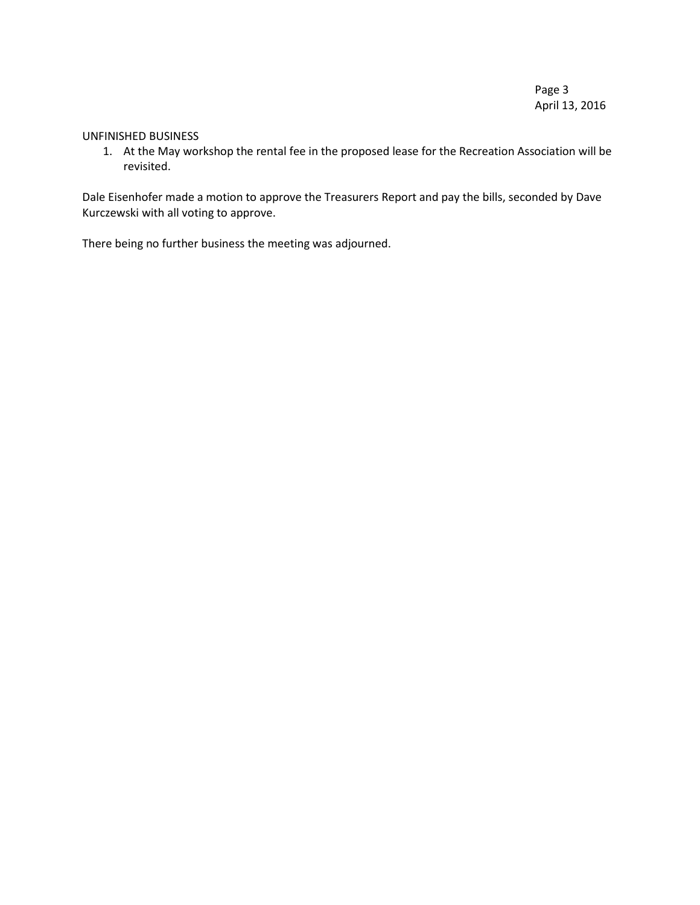UNFINISHED BUSINESS

1. At the May workshop the rental fee in the proposed lease for the Recreation Association will be revisited.

Dale Eisenhofer made a motion to approve the Treasurers Report and pay the bills, seconded by Dave Kurczewski with all voting to approve.

There being no further business the meeting was adjourned.